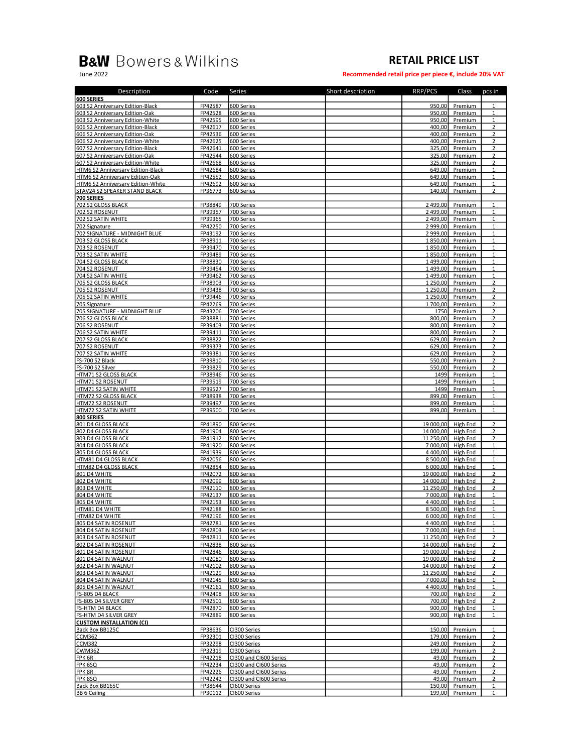# B&W Bowers & Wilkins

June 2022

## RETAIL PRICE LIST

**Recommended retail price per piece €, include 20% VAT**

| Description | Code | Series | Short description | RRP/PCS | Class | pcs in |
|---|---|---|---|---|---|---|
| **600 SERIES** | | | | | | |
| 603 S2 Anniversary Edition-Black | FP42587 | 600 Series | | 950,00 | Premium | 1 |
| 603 S2 Anniversary Edition-Oak | FP42528 | 600 Series | | 950,00 | Premium | 1 |
| 603 S2 Anniversary Edition-White | FP42595 | 600 Series | | 950,00 | Premium | 1 |
| 606 S2 Anniversary Edition-Black | FP42617 | 600 Series | | 400,00 | Premium | 2 |
| 606 S2 Anniversary Edition-Oak | FP42536 | 600 Series | | 400,00 | Premium | 2 |
| 606 S2 Anniversary Edition-White | FP42625 | 600 Series | | 400,00 | Premium | 2 |
| 607 S2 Anniversary Edition-Black | FP42641 | 600 Series | | 325,00 | Premium | 2 |
| 607 S2 Anniversary Edition-Oak | FP42544 | 600 Series | | 325,00 | Premium | 2 |
| 607 S2 Anniversary Edition-White | FP42668 | 600 Series | | 325,00 | Premium | 2 |
| HTM6 S2 Anniversary Edition-Black | FP42684 | 600 Series | | 649,00 | Premium | 1 |
| HTM6 S2 Anniversary Edition-Oak | FP42552 | 600 Series | | 649,00 | Premium | 1 |
| HTM6 S2 Anniversary Edition-White | FP42692 | 600 Series | | 649,00 | Premium | 1 |
| STAV24 S2 SPEAKER STAND BLACK | FP36773 | 600 Series | | 140,00 | Premium | 2 |
| **700 SERIES** | | | | | | |
| 702 S2 GLOSS BLACK | FP38849 | 700 Series | | 2 499,00 | Premium | 1 |
| 702 S2 ROSENUT | FP39357 | 700 Series | | 2 499,00 | Premium | 1 |
| 702 S2 SATIN WHITE | FP39365 | 700 Series | | 2 499,00 | Premium | 1 |
| 702 Signature | FP42250 | 700 Series | | 2 999,00 | Premium | 1 |
| 702 SIGNATURE - MIDNIGHT BLUE | FP43192 | 700 Series | | 2 999,00 | Premium | 1 |
| 703 S2 GLOSS BLACK | FP38911 | 700 Series | | 1 850,00 | Premium | 1 |
| 703 S2 ROSENUT | FP39470 | 700 Series | | 1 850,00 | Premium | 1 |
| 703 S2 SATIN WHITE | FP39489 | 700 Series | | 1 850,00 | Premium | 1 |
| 704 S2 GLOSS BLACK | FP38830 | 700 Series | | 1 499,00 | Premium | 1 |
| 704 S2 ROSENUT | FP39454 | 700 Series | | 1 499,00 | Premium | 1 |
| 704 S2 SATIN WHITE | FP39462 | 700 Series | | 1 499,00 | Premium | 1 |
| 705 S2 GLOSS BLACK | FP38903 | 700 Series | | 1 250,00 | Premium | 2 |
| 705 S2 ROSENUT | FP39438 | 700 Series | | 1 250,00 | Premium | 2 |
| 705 S2 SATIN WHITE | FP39446 | 700 Series | | 1 250,00 | Premium | 2 |
| 705 Signature | FP42269 | 700 Series | | 1 700,00 | Premium | 2 |
| 705 SIGNATURE - MIDNIGHT BLUE | FP43206 | 700 Series | | 1750 | Premium | 2 |
| 706 S2 GLOSS BLACK | FP38881 | 700 Series | | 800,00 | Premium | 2 |
| 706 S2 ROSENUT | FP39403 | 700 Series | | 800,00 | Premium | 2 |
| 706 S2 SATIN WHITE | FP39411 | 700 Series | | 800,00 | Premium | 2 |
| 707 S2 GLOSS BLACK | FP38822 | 700 Series | | 629,00 | Premium | 2 |
| 707 S2 ROSENUT | FP39373 | 700 Series | | 629,00 | Premium | 2 |
| 707 S2 SATIN WHITE | FP39381 | 700 Series | | 629,00 | Premium | 2 |
| FS-700 S2 Black | FP39810 | 700 Series | | 550,00 | Premium | 2 |
| FS-700 S2 Silver | FP39829 | 700 Series | | 550,00 | Premium | 2 |
| HTM71 S2 GLOSS BLACK | FP38946 | 700 Series | | 1499 | Premium | 1 |
| HTM71 S2 ROSENUT | FP39519 | 700 Series | | 1499 | Premium | 1 |
| HTM71 S2 SATIN WHITE | FP39527 | 700 Series | | 1499 | Premium | 1 |
| HTM72 S2 GLOSS BLACK | FP38938 | 700 Series | | 899,00 | Premium | 1 |
| HTM72 S2 ROSENUT | FP39497 | 700 Series | | 899,00 | Premium | 1 |
| HTM72 S2 SATIN WHITE | FP39500 | 700 Series | | 899,00 | Premium | 1 |
| **800 SERIES** | | | | | | |
| 801 D4 GLOSS BLACK | FP41890 | 800 Series | | 19 000,00 | High End | 2 |
| 802 D4 GLOSS BLACK | FP41904 | 800 Series | | 14 000,00 | High End | 2 |
| 803 D4 GLOSS BLACK | FP41912 | 800 Series | | 11 250,00 | High End | 2 |
| 804 D4 GLOSS BLACK | FP41920 | 800 Series | | 7 000,00 | High End | 1 |
| 805 D4 GLOSS BLACK | FP41939 | 800 Series | | 4 400,00 | High End | 1 |
| HTM81 D4 GLOSS BLACK | FP42056 | 800 Series | | 8 500,00 | High End | 1 |
| HTM82 D4 GLOSS BLACK | FP42854 | 800 Series | | 6 000,00 | High End | 1 |
| 801 D4 WHITE | FP42072 | 800 Series | | 19 000,00 | High End | 2 |
| 802 D4 WHITE | FP42099 | 800 Series | | 14 000,00 | High End | 2 |
| 803 D4 WHITE | FP42110 | 800 Series | | 11 250,00 | High End | 2 |
| 804 D4 WHITE | FP42137 | 800 Series | | 7 000,00 | High End | 1 |
| 805 D4 WHITE | FP42153 | 800 Series | | 4 400,00 | High End | 1 |
| HTM81 D4 WHITE | FP42188 | 800 Series | | 8 500,00 | High End | 1 |
| HTM82 D4 WHITE | FP42196 | 800 Series | | 6 000,00 | High End | 1 |
| 805 D4 SATIN ROSENUT | FP42781 | 800 Series | | 4 400,00 | High End | 1 |
| 804 D4 SATIN ROSENUT | FP42803 | 800 Series | | 7 000,00 | High End | 1 |
| 803 D4 SATIN ROSENUT | FP42811 | 800 Series | | 11 250,00 | High End | 2 |
| 802 D4 SATIN ROSENUT | FP42838 | 800 Series | | 14 000,00 | High End | 2 |
| 801 D4 SATIN ROSENUT | FP42846 | 800 Series | | 19 000,00 | High End | 2 |
| 801 D4 SATIN WALNUT | FP42080 | 800 Series | | 19 000,00 | High End | 2 |
| 802 D4 SATIN WALNUT | FP42102 | 800 Series | | 14 000,00 | High End | 2 |
| 803 D4 SATIN WALNUT | FP42129 | 800 Series | | 11 250,00 | High End | 2 |
| 804 D4 SATIN WALNUT | FP42145 | 800 Series | | 7 000,00 | High End | 1 |
| 805 D4 SATIN WALNUT | FP42161 | 800 Series | | 4 400,00 | High End | 1 |
| FS-805 D4 BLACK | FP42498 | 800 Series | | 700,00 | High End | 2 |
| FS-805 D4 SILVER GREY | FP42501 | 800 Series | | 700,00 | High End | 2 |
| FS-HTM D4 BLACK | FP42870 | 800 Series | | 900,00 | High End | 1 |
| FS-HTM D4 SILVER GREY | FP42889 | 800 Series | | 900,00 | High End | 1 |
| **CUSTOM INSTALLATION (CI)** | | | | | | |
| Back Box BB125C | FP38636 | CI300 Series | | 150,00 | Premium | 1 |
| CCM362 | FP32301 | CI300 Series | | 179,00 | Premium | 2 |
| CCM382 | FP32298 | CI300 Series | | 249,00 | Premium | 2 |
| CWM362 | FP32319 | CI300 Series | | 199,00 | Premium | 2 |
| FPK 6R | FP42218 | CI300 and CI600 Series | | 49,00 | Premium | 2 |
| FPK 6SQ | FP42234 | CI300 and CI600 Series | | 49,00 | Premium | 2 |
| FPK 8R | FP42226 | CI300 and CI600 Series | | 49,00 | Premium | 2 |
| FPK 8SQ | FP42242 | CI300 and CI600 Series | | 49,00 | Premium | 2 |
| Back Box BB165C | FP38644 | CI600 Series | | 150,00 | Premium | 1 |
| BB 6 Ceiling | FP30112 | CI600 Series | | 199,00 | Premium | 1 |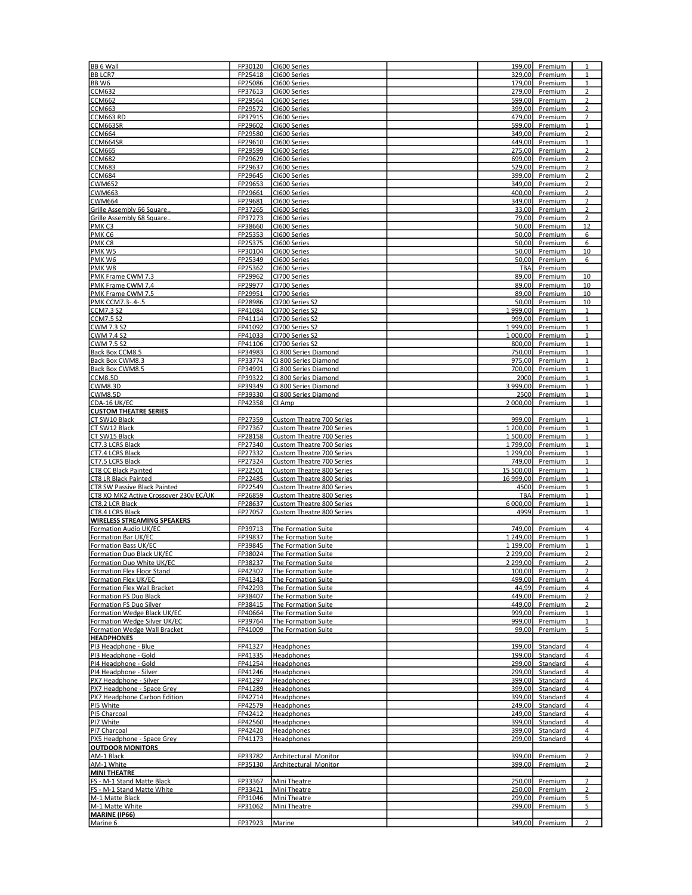| | | | | | | |
|---|---|---|---|---|---|---|
| BB 6 Wall | FP30120 | CI600 Series | | 199,00 | Premium | 1 |
| BB LCR7 | FP25418 | CI600 Series | | 329,00 | Premium | 1 |
| BB W6 | FP25086 | CI600 Series | | 179,00 | Premium | 1 |
| CCM632 | FP37613 | CI600 Series | | 279,00 | Premium | 2 |
| CCM662 | FP29564 | CI600 Series | | 599,00 | Premium | 2 |
| CCM663 | FP29572 | CI600 Series | | 399,00 | Premium | 2 |
| CCM663 RD | FP37915 | CI600 Series | | 479,00 | Premium | 2 |
| CCM663SR | FP29602 | CI600 Series | | 599,00 | Premium | 1 |
| CCM664 | FP29580 | CI600 Series | | 349,00 | Premium | 2 |
| CCM664SR | FP29610 | CI600 Series | | 449,00 | Premium | 1 |
| CCM665 | FP29599 | CI600 Series | | 275,00 | Premium | 2 |
| CCM682 | FP29629 | CI600 Series | | 699,00 | Premium | 2 |
| CCM683 | FP29637 | CI600 Series | | 529,00 | Premium | 2 |
| CCM684 | FP29645 | CI600 Series | | 399,00 | Premium | 2 |
| CWM652 | FP29653 | CI600 Series | | 349,00 | Premium | 2 |
| CWM663 | FP29661 | CI600 Series | | 400,00 | Premium | 2 |
| CWM664 | FP29681 | CI600 Series | | 349,00 | Premium | 2 |
| Grille Assembly 66 Square.. | FP37265 | CI600 Series | | 33,00 | Premium | 2 |
| Grille Assembly 68 Square.. | FP37273 | CI600 Series | | 79,00 | Premium | 2 |
| PMK C3 | FP38660 | CI600 Series | | 50,00 | Premium | 12 |
| PMK C6 | FP25353 | CI600 Series | | 50,00 | Premium | 6 |
| PMK C8 | FP25375 | CI600 Series | | 50,00 | Premium | 6 |
| PMK W5 | FP30104 | CI600 Series | | 50,00 | Premium | 10 |
| PMK W6 | FP25349 | CI600 Series | | 50,00 | Premium | 6 |
| PMK W8 | FP25362 | CI600 Series | | TBA | Premium | |
| PMK Frame CWM 7.3 | FP29962 | CI700 Series | | 89,00 | Premium | 10 |
| PMK Frame CWM 7.4 | FP29977 | CI700 Series | | 89,00 | Premium | 10 |
| PMK Frame CWM 7.5 | FP29951 | CI700 Series | | 89,00 | Premium | 10 |
| PMK CCM7.3-.4-.5 | FP28986 | CI700 Series S2 | | 50,00 | Premium | 10 |
| CCM7.3 S2 | FP41084 | CI700 Series S2 | | 1 999,00 | Premium | 1 |
| CCM7.5 S2 | FP41114 | CI700 Series S2 | | 999,00 | Premium | 1 |
| CWM 7.3 S2 | FP41092 | CI700 Series S2 | | 1 999,00 | Premium | 1 |
| CWM 7.4 S2 | FP41033 | CI700 Series S2 | | 1 000,00 | Premium | 1 |
| CWM 7.5 S2 | FP41106 | CI700 Series S2 | | 800,00 | Premium | 1 |
| Back Box CCM8.5 | FP34983 | Ci 800 Series Diamond | | 750,00 | Premium | 1 |
| Back Box CWM8.3 | FP33774 | Ci 800 Series Diamond | | 975,00 | Premium | 1 |
| Back Box CWM8.5 | FP34991 | Ci 800 Series Diamond | | 700,00 | Premium | 1 |
| CCM8.5D | FP39322 | Ci 800 Series Diamond | | 2000 | Premium | 1 |
| CWM8.3D | FP39349 | Ci 800 Series Diamond | | 3 999,00 | Premium | 1 |
| CWM8.5D | FP39330 | Ci 800 Series Diamond | | 2500 | Premium | 1 |
| CDA-16 UK/EC | FP42358 | CI Amp | | 2 000,00 | Premium | 1 |
| **CUSTOM THEATRE SERIES** | | | | | | |
| CT SW10 Black | FP27359 | Custom Theatre 700 Series | | 999,00 | Premium | 1 |
| CT SW12 Black | FP27367 | Custom Theatre 700 Series | | 1 200,00 | Premium | 1 |
| CT SW15 Black | FP28158 | Custom Theatre 700 Series | | 1 500,00 | Premium | 1 |
| CT7.3 LCRS Black | FP27340 | Custom Theatre 700 Series | | 1 799,00 | Premium | 1 |
| CT7.4 LCRS Black | FP27332 | Custom Theatre 700 Series | | 1 299,00 | Premium | 1 |
| CT7.5 LCRS Black | FP27324 | Custom Theatre 700 Series | | 749,00 | Premium | 1 |
| CT8 CC Black Painted | FP22501 | Custom Theatre 800 Series | | 15 500,00 | Premium | 1 |
| CT8 LR Black Painted | FP22485 | Custom Theatre 800 Series | | 16 999,00 | Premium | 1 |
| CT8 SW Passive Black Painted | FP22549 | Custom Theatre 800 Series | | 4500 | Premium | 1 |
| CT8 XO MK2 Active Crossover 230v EC/UK | FP26859 | Custom Theatre 800 Series | | TBA | Premium | 1 |
| CT8.2 LCR Black | FP28637 | Custom Theatre 800 Series | | 6 000,00 | Premium | 1 |
| CT8.4 LCRS Black | FP27057 | Custom Theatre 800 Series | | 4999 | Premium | 1 |
| **WIRELESS STREAMING SPEAKERS** | | | | | | |
| Formation Audio UK/EC | FP39713 | The Formation Suite | | 749,00 | Premium | 4 |
| Formation Bar UK/EC | FP39837 | The Formation Suite | | 1 249,00 | Premium | 1 |
| Formation Bass UK/EC | FP39845 | The Formation Suite | | 1 199,00 | Premium | 1 |
| Formation Duo Black UK/EC | FP38024 | The Formation Suite | | 2 299,00 | Premium | 2 |
| Formation Duo White UK/EC | FP38237 | The Formation Suite | | 2 299,00 | Premium | 2 |
| Formation Flex Floor Stand | FP42307 | The Formation Suite | | 100,00 | Premium | 2 |
| Formation Flex UK/EC | FP41343 | The Formation Suite | | 499,00 | Premium | 4 |
| Formation Flex Wall Bracket | FP42293 | The Formation Suite | | 44,99 | Premium | 4 |
| Formation FS Duo Black | FP38407 | The Formation Suite | | 449,00 | Premium | 2 |
| Formation FS Duo Silver | FP38415 | The Formation Suite | | 449,00 | Premium | 2 |
| Formation Wedge Black UK/EC | FP40664 | The Formation Suite | | 999,00 | Premium | 1 |
| Formation Wedge Silver UK/EC | FP39764 | The Formation Suite | | 999,00 | Premium | 1 |
| Formation Wedge Wall Bracket | FP41009 | The Formation Suite | | 99,00 | Premium | 5 |
| **HEADPHONES** | | | | | | |
| PI3 Headphone - Blue | FP41327 | Headphones | | 199,00 | Standard | 4 |
| PI3 Headphone - Gold | FP41335 | Headphones | | 199,00 | Standard | 4 |
| PI4 Headphone - Gold | FP41254 | Headphones | | 299,00 | Standard | 4 |
| PI4 Headphone - Silver | FP41246 | Headphones | | 299,00 | Standard | 4 |
| PX7 Headphone - Silver | FP41297 | Headphones | | 399,00 | Standard | 4 |
| PX7 Headphone - Space Grey | FP41289 | Headphones | | 399,00 | Standard | 4 |
| PX7 Headphone Carbon Edition | FP42714 | Headphones | | 399,00 | Standard | 4 |
| PI5 White | FP42579 | Headphones | | 249,00 | Standard | 4 |
| PI5 Charcoal | FP42412 | Headphones | | 249,00 | Standard | 4 |
| PI7 White | FP42560 | Headphones | | 399,00 | Standard | 4 |
| PI7 Charcoal | FP42420 | Headphones | | 399,00 | Standard | 4 |
| PX5 Headphone - Space Grey | FP41173 | Headphones | | 299,00 | Standard | 4 |
| **OUTDOOR MONITORS** | | | | | | |
| AM-1 Black | FP33782 | Architectural Monitor | | 399,00 | Premium | 2 |
| AM-1 White | FP35130 | Architectural Monitor | | 399,00 | Premium | 2 |
| **MINI THEATRE** | | | | | | |
| FS - M-1 Stand Matte Black | FP33367 | Mini Theatre | | 250,00 | Premium | 2 |
| FS - M-1 Stand Matte White | FP33421 | Mini Theatre | | 250,00 | Premium | 2 |
| M-1 Matte Black | FP31046 | Mini Theatre | | 299,00 | Premium | 5 |
| M-1 Matte White | FP31062 | Mini Theatre | | 299,00 | Premium | 5 |
| **MARINE (IP66)** | | | | | | |
| Marine 6 | FP37923 | Marine | | 349,00 | Premium | 2 |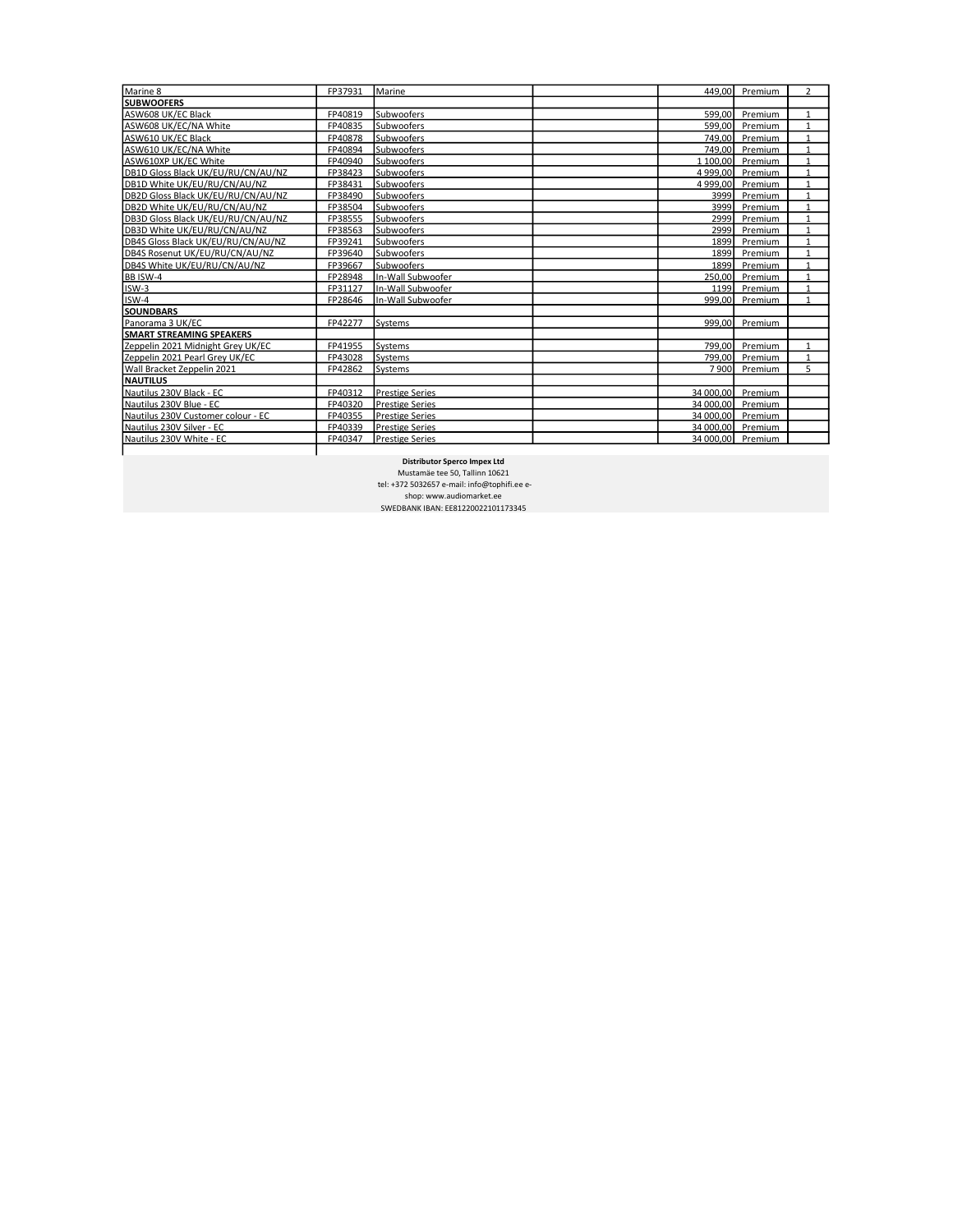| | | | | | | |
|---|---|---|---|---|---|---|
| Marine 8 | FP37931 | Marine | | 449,00 | Premium | 2 |
| **SUBWOOFERS** | | | | | | |
| ASW608 UK/EC Black | FP40819 | Subwoofers | | 599,00 | Premium | 1 |
| ASW608 UK/EC/NA White | FP40835 | Subwoofers | | 599,00 | Premium | 1 |
| ASW610 UK/EC Black | FP40878 | Subwoofers | | 749,00 | Premium | 1 |
| ASW610 UK/EC/NA White | FP40894 | Subwoofers | | 749,00 | Premium | 1 |
| ASW610XP UK/EC White | FP40940 | Subwoofers | | 1 100,00 | Premium | 1 |
| DB1D Gloss Black UK/EU/RU/CN/AU/NZ | FP38423 | Subwoofers | | 4 999,00 | Premium | 1 |
| DB1D White UK/EU/RU/CN/AU/NZ | FP38431 | Subwoofers | | 4 999,00 | Premium | 1 |
| DB2D Gloss Black UK/EU/RU/CN/AU/NZ | FP38490 | Subwoofers | | 3999 | Premium | 1 |
| DB2D White UK/EU/RU/CN/AU/NZ | FP38504 | Subwoofers | | 3999 | Premium | 1 |
| DB3D Gloss Black UK/EU/RU/CN/AU/NZ | FP38555 | Subwoofers | | 2999 | Premium | 1 |
| DB3D White UK/EU/RU/CN/AU/NZ | FP38563 | Subwoofers | | 2999 | Premium | 1 |
| DB4S Gloss Black UK/EU/RU/CN/AU/NZ | FP39241 | Subwoofers | | 1899 | Premium | 1 |
| DB4S Rosenut UK/EU/RU/CN/AU/NZ | FP39640 | Subwoofers | | 1899 | Premium | 1 |
| DB4S White UK/EU/RU/CN/AU/NZ | FP39667 | Subwoofers | | 1899 | Premium | 1 |
| BB ISW-4 | FP28948 | In-Wall Subwoofer | | 250,00 | Premium | 1 |
| ISW-3 | FP31127 | In-Wall Subwoofer | | 1199 | Premium | 1 |
| ISW-4 | FP28646 | In-Wall Subwoofer | | 999,00 | Premium | 1 |
| **SOUNDBARS** | | | | | | |
| Panorama 3 UK/EC | FP42277 | Systems | | 999,00 | Premium | |
| **SMART STREAMING SPEAKERS** | | | | | | |
| Zeppelin 2021 Midnight Grey UK/EC | FP41955 | Systems | | 799,00 | Premium | 1 |
| Zeppelin 2021 Pearl Grey UK/EC | FP43028 | Systems | | 799,00 | Premium | 1 |
| Wall Bracket Zeppelin 2021 | FP42862 | Systems | | 7 900 | Premium | 5 |
| **NAUTILUS** | | | | | | |
| Nautilus 230V Black - EC | FP40312 | Prestige Series | | 34 000,00 | Premium | |
| Nautilus 230V Blue - EC | FP40320 | Prestige Series | | 34 000,00 | Premium | |
| Nautilus 230V Customer colour - EC | FP40355 | Prestige Series | | 34 000,00 | Premium | |
| Nautilus 230V Silver - EC | FP40339 | Prestige Series | | 34 000,00 | Premium | |
| Nautilus 230V White - EC | FP40347 | Prestige Series | | 34 000,00 | Premium | |

**Distributor Sperco Impex Ltd**
Mustamäe tee 50, Tallinn 10621
tel: +372 5032657 e-mail: info@tophifi.ee e-shop: www.audiomarket.ee
SWEDBANK IBAN: EE812200221011733​45